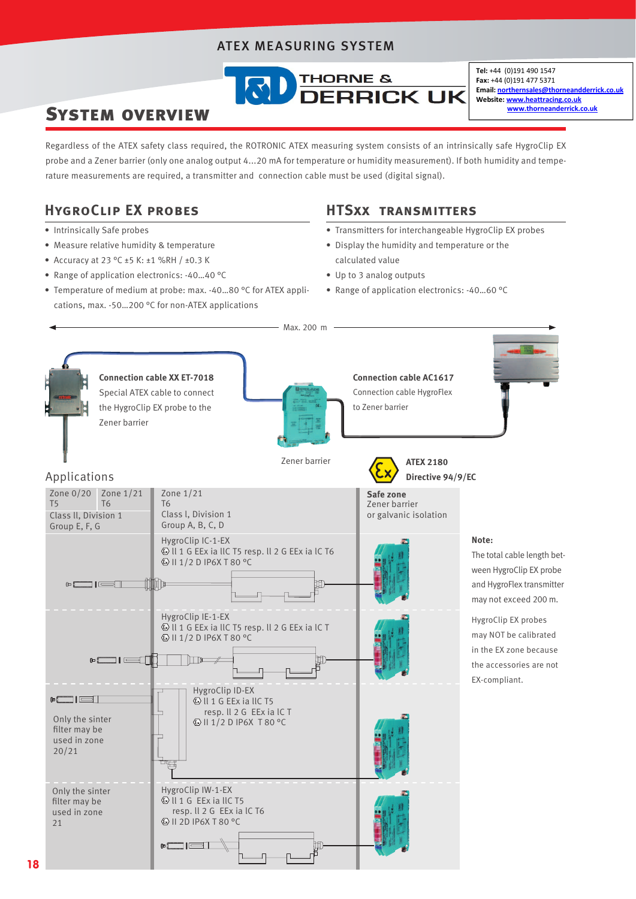ATEX MEASURING SYSTEM

THORNE & DERRICK UK

**Tel:** +44 (0)191 490 1547
**Fax:** +44 (0)191 477 5371
**Email:** northernsales@thorneandderrick.co.uk
**Website:** www.heattracing.co.uk
www.thorneanderrick.co.uk

# System overview

Regardless of the ATEX safety class required, the ROTRONIC ATEX measuring system consists of an intrinsically safe HygroClip EX probe and a Zener barrier (only one analog output 4...20 mA for temperature or humidity measurement). If both humidity and temperature measurements are required, a transmitter and connection cable must be used (digital signal).

## HygroClip EX probes

- Intrinsically Safe probes
- Measure relative humidity & temperature
- Accuracy at 23 °C ±5 K: ±1 %RH / ±0.3 K
- Range of application electronics: -40...40 °C
- Temperature of medium at probe: max. -40...80 °C for ATEX applications, max. -50...200 °C for non-ATEX applications

## HTSxx transmitters

- Transmitters for interchangeable HygroClip EX probes
- Display the humidity and temperature or the calculated value
- Up to 3 analog outputs
- Range of application electronics: -40...60 °C

Max. 200 m

**Connection cable XX ET-7018**
Special ATEX cable to connect the HygroClip EX probe to the Zener barrier

**Connection cable AC1617**
Connection cable HygroFlex to Zener barrier

Zener barrier

**ATEX 2180**
**Directive 94/9/EC**

## Applications

| Zone 0/20 T5 / Zone 1/21 T6 — Class II, Division 1 Group E, F, G | Zone 1/21 T6 — Class I, Division 1 Group A, B, C, D | **Safe zone** Zener barrier or galvanic isolation |
|---|---|---|
| | HygroClip IC-1-EX<br>Ⓔx II 1 G EEx ia IIC T5 resp. II 2 G EEx ia IC T6<br>Ⓔx II 1/2 D IP6X T 80 °C | |
| | HygroClip IE-1-EX<br>Ⓔx II 1 G EEx ia IIC T5 resp. II 2 G EEx ia IC T<br>Ⓔx II 1/2 D IP6X T 80 °C | |
| Only the sinter filter may be used in zone 20/21 | HygroClip ID-EX<br>Ⓔx II 1 G EEx ia IIC T5 resp. II 2 G EEx ia IC T<br>Ⓔx II 1/2 D IP6X T 80 °C | |
| Only the sinter filter may be used in zone 21 | HygroClip IW-1-EX<br>Ⓔx II 1 G EEx ia IIC T5 resp. II 2 G EEx ia IC T6<br>Ⓔx II 2D IP6X T 80 °C | |

**Note:**

The total cable length between HygroClip EX probe and HygroFlex transmitter may not exceed 200 m.

HygroClip EX probes may NOT be calibrated in the EX zone because the accessories are not EX-compliant.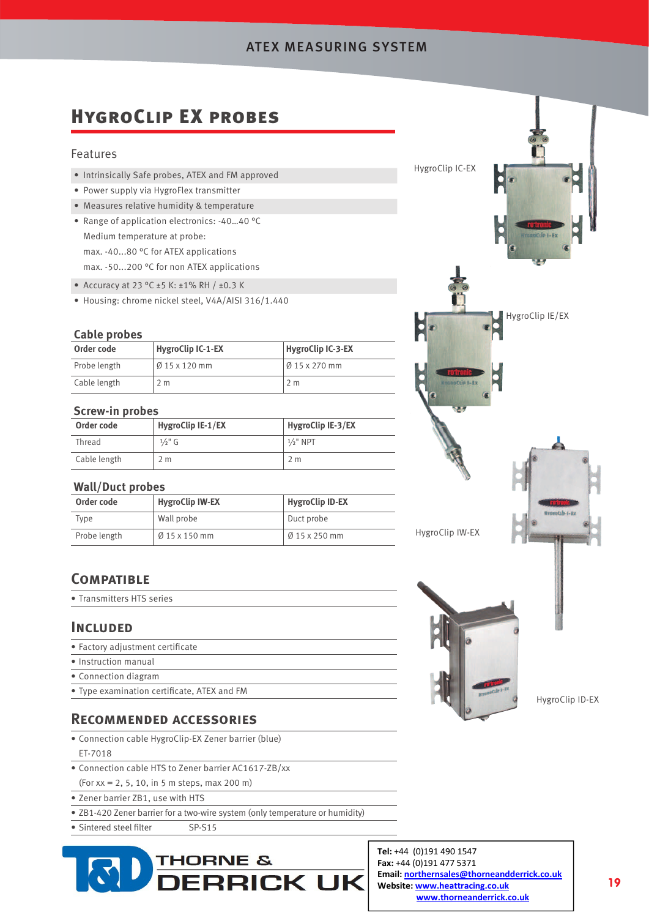# HygroClip EX probes

## Features

- Intrinsically Safe probes, ATEX and FM approved
- Power supply via HygroFlex transmitter
- Measures relative humidity & temperature
- Range of application electronics: -40...40 °C
  Medium temperature at probe:
  max. -40...80 °C for ATEX applications
  max. -50...200 °C for non ATEX applications
- Accuracy at 23 °C ±5 K: ±1% RH / ±0.3 K
- Housing: chrome nickel steel, V4A/AISI 316/1.440

### Cable probes

| Order code | HygroClip IC-1-EX | HygroClip IC-3-EX |
|---|---|---|
| Probe length | Ø 15 x 120 mm | Ø 15 x 270 mm |
| Cable length | 2 m | 2 m |

### Screw-in probes

| Order code | HygroClip IE-1/EX | HygroClip IE-3/EX |
|---|---|---|
| Thread | ½" G | ½" NPT |
| Cable length | 2 m | 2 m |

### Wall/Duct probes

| Order code | HygroClip IW-EX | HygroClip ID-EX |
|---|---|---|
| Type | Wall probe | Duct probe |
| Probe length | Ø 15 x 150 mm | Ø 15 x 250 mm |

## Compatible

- Transmitters HTS series

## Included

- Factory adjustment certificate
- Instruction manual
- Connection diagram
- Type examination certificate, ATEX and FM

## Recommended accessories

- Connection cable HygroClip-EX Zener barrier (blue)
  ET-7018
- Connection cable HTS to Zener barrier AC1617-ZB/xx
  (For xx = 2, 5, 10, in 5 m steps, max 200 m)
- Zener barrier ZB1, use with HTS
- ZB1-420 Zener barrier for a two-wire system (only temperature or humidity)
- Sintered steel filter SP-S15

HygroClip IC-EX

HygroClip IE/EX

HygroClip IW-EX

HygroClip ID-EX

**Tel:** +44 (0)191 490 1547
**Fax:** +44 (0)191 477 5371
**Email:** northernsales@thorneandderrick.co.uk
**Website:** www.heattracing.co.uk
www.thorneandderrick.co.uk